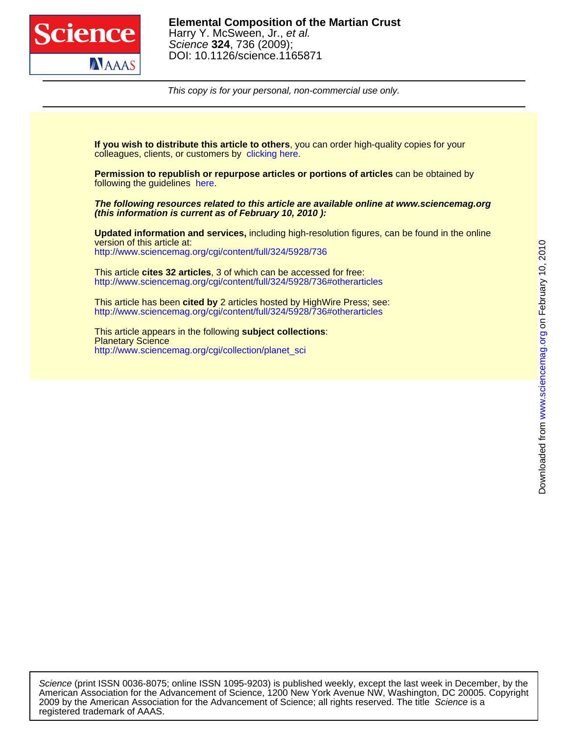**Elemental Composition of the Martian Crust**

Harry Y. McSween, Jr., *et al.*

*Science* **324**, 736 (2009);

DOI: 10.1126/science.1165871

*This copy is for your personal, non-commercial use only.*

**If you wish to distribute this article to others**, you can order high-quality copies for your colleagues, clients, or customers by clicking here.

**Permission to republish or repurpose articles or portions of articles** can be obtained by following the guidelines here.

***The following resources related to this article are available online at www.sciencemag.org (this information is current as of February 10, 2010 ):***

**Updated information and services,** including high-resolution figures, can be found in the online version of this article at:
http://www.sciencemag.org/cgi/content/full/324/5928/736

This article **cites 32 articles**, 3 of which can be accessed for free:
http://www.sciencemag.org/cgi/content/full/324/5928/736#otherarticles

This article has been **cited by** 2 articles hosted by HighWire Press; see:
http://www.sciencemag.org/cgi/content/full/324/5928/736#otherarticles

This article appears in the following **subject collections**:
Planetary Science
http://www.sciencemag.org/cgi/collection/planet_sci

*Science* (print ISSN 0036-8075; online ISSN 1095-9203) is published weekly, except the last week in December, by the American Association for the Advancement of Science, 1200 New York Avenue NW, Washington, DC 20005. Copyright 2009 by the American Association for the Advancement of Science; all rights reserved. The title *Science* is a registered trademark of AAAS.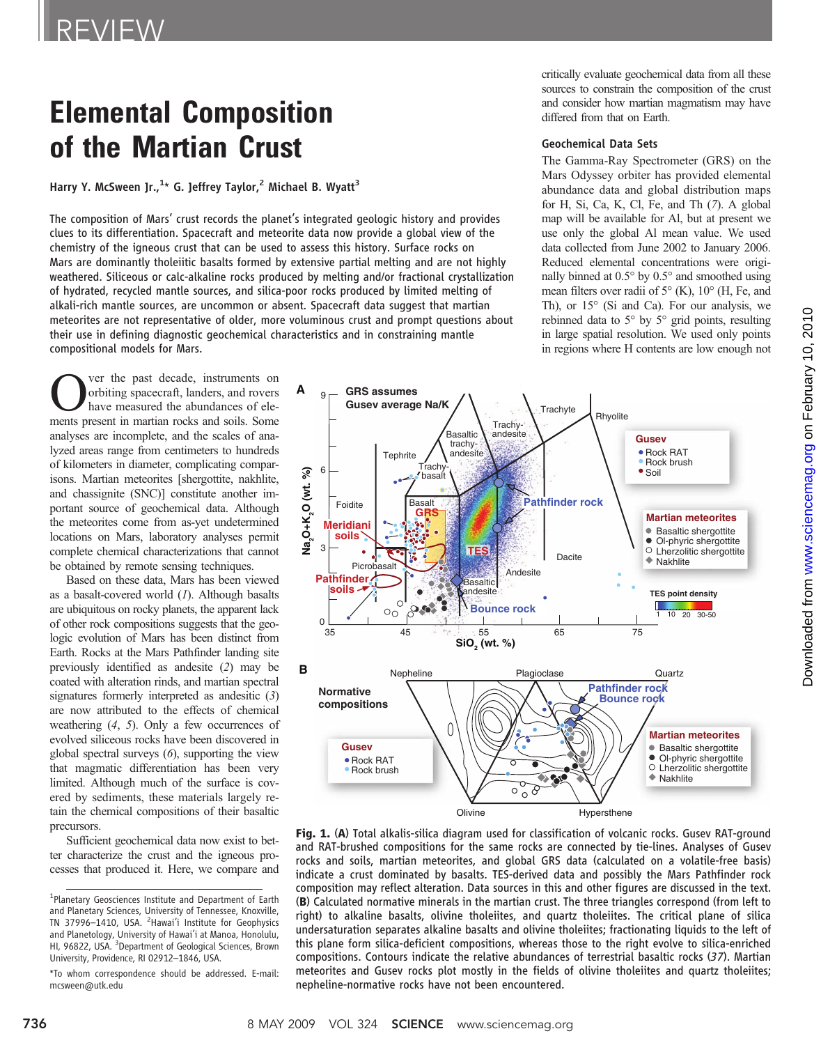# Elemental Composition of the Martian Crust

Harry Y. McSween Jr.,[1]* G. Jeffrey Taylor,[2] Michael B. Wyatt[3]

**The composition of Mars' crust records the planet's integrated geologic history and provides clues to its differentiation. Spacecraft and meteorite data now provide a global view of the chemistry of the igneous crust that can be used to assess this history. Surface rocks on Mars are dominantly tholeiitic basalts formed by extensive partial melting and are not highly weathered. Siliceous or calc-alkaline rocks produced by melting and/or fractional crystallization of hydrated, recycled mantle sources, and silica-poor rocks produced by limited melting of alkali-rich mantle sources, are uncommon or absent. Spacecraft data suggest that martian meteorites are not representative of older, more voluminous crust and prompt questions about their use in defining diagnostic geochemical characteristics and in constraining mantle compositional models for Mars.**

Over the past decade, instruments on orbiting spacecraft, landers, and rovers have measured the abundances of elements present in martian rocks and soils. Some analyses are incomplete, and the scales of analyzed areas range from centimeters to hundreds of kilometers in diameter, complicating comparisons. Martian meteorites [shergottite, nakhlite, and chassignite (SNC)] constitute another important source of geochemical data. Although the meteorites come from as-yet undetermined locations on Mars, laboratory analyses permit complete chemical characterizations that cannot be obtained by remote sensing techniques.

Based on these data, Mars has been viewed as a basalt-covered world (*1*). Although basalts are ubiquitous on rocky planets, the apparent lack of other rock compositions suggests that the geologic evolution of Mars has been distinct from Earth. Rocks at the Mars Pathfinder landing site previously identified as andesite (*2*) may be coated with alteration rinds, and martian spectral signatures formerly interpreted as andesitic (*3*) are now attributed to the effects of chemical weathering (*4*, *5*). Only a few occurrences of evolved siliceous rocks have been discovered in global spectral surveys (*6*), supporting the view that magmatic differentiation has been very limited. Although much of the surface is covered by sediments, these materials largely retain the chemical compositions of their basaltic precursors.

Sufficient geochemical data now exist to better characterize the crust and the igneous processes that produced it. Here, we compare and critically evaluate geochemical data from all these sources to constrain the composition of the crust and consider how martian magmatism may have differed from that on Earth.

## Geochemical Data Sets

The Gamma-Ray Spectrometer (GRS) on the Mars Odyssey orbiter has provided elemental abundance data and global distribution maps for H, Si, Ca, K, Cl, Fe, and Th (*7*). A global map will be available for Al, but at present we use only the global Al mean value. We used data collected from June 2002 to January 2006. Reduced elemental concentrations were originally binned at 0.5° by 0.5° and smoothed using mean filters over radii of 5° (K), 10° (H, Fe, and Th), or 15° (Si and Ca). For our analysis, we rebinned data to 5° by 5° grid points, resulting in large spatial resolution. We used only points in regions where H contents are low enough not

**Fig. 1.** (**A**) Total alkalis-silica diagram used for classification of volcanic rocks. Gusev RAT-ground and RAT-brushed compositions for the same rocks are connected by tie-lines. Analyses of Gusev rocks and soils, martian meteorites, and global GRS data (calculated on a volatile-free basis) indicate a crust dominated by basalts. TES-derived data and possibly the Mars Pathfinder rock composition may reflect alteration. Data sources in this and other figures are discussed in the text. (**B**) Calculated normative minerals in the martian crust. The three triangles correspond (from left to right) to alkaline basalts, olivine tholeiites, and quartz tholeiites. The critical plane of silica undersaturation separates alkaline basalts and olivine tholeiites; fractionating liquids to the left of this plane form silica-deficient compositions, whereas those to the right evolve to silica-enriched compositions. Contours indicate the relative abundances of terrestrial basaltic rocks (*37*). Martian meteorites and Gusev rocks plot mostly in the fields of olivine tholeiites and quartz tholeiites; nepheline-normative rocks have not been encountered.

---

[1]Planetary Geosciences Institute and Department of Earth and Planetary Sciences, University of Tennessee, Knoxville, TN 37996–1410, USA. [2]Hawai'i Institute for Geophysics and Planetology, University of Hawai'i at Manoa, Honolulu, HI, 96822, USA. [3]Department of Geological Sciences, Brown University, Providence, RI 02912–1846, USA.

*To whom correspondence should be addressed. E-mail: mcsween@utk.edu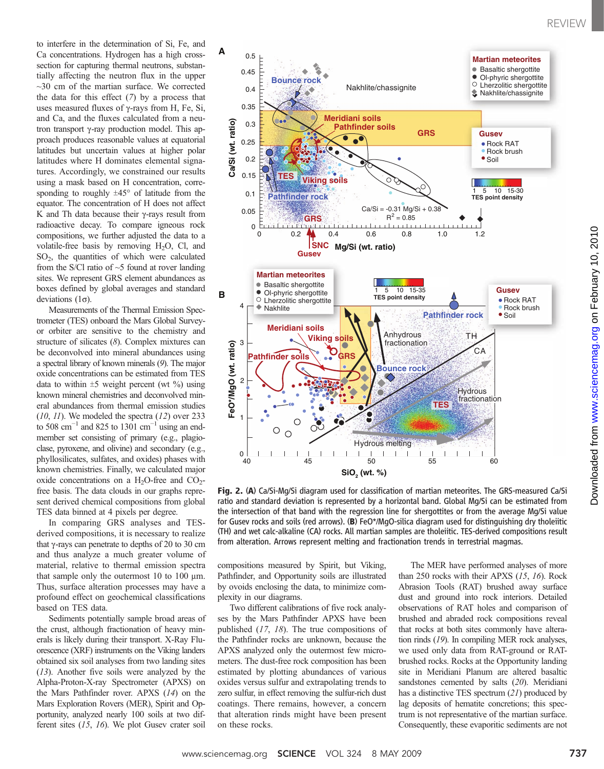to interfere in the determination of Si, Fe, and Ca concentrations. Hydrogen has a high cross-section for capturing thermal neutrons, substantially affecting the neutron flux in the upper ~30 cm of the martian surface. We corrected the data for this effect (7) by a process that uses measured fluxes of γ-rays from H, Fe, Si, and Ca, and the fluxes calculated from a neutron transport γ-ray production model. This approach produces reasonable values at equatorial latitudes but uncertain values at higher polar latitudes where H dominates elemental signatures. Accordingly, we constrained our results using a mask based on H concentration, corresponding to roughly ±45° of latitude from the equator. The concentration of H does not affect K and Th data because their γ-rays result from radioactive decay. To compare igneous rock compositions, we further adjusted the data to a volatile-free basis by removing $H_2O$, Cl, and $SO_2$, the quantities of which were calculated from the S/Cl ratio of ~5 found at rover landing sites. We represent GRS element abundances as boxes defined by global averages and standard deviations (1σ).

Measurements of the Thermal Emission Spectrometer (TES) onboard the Mars Global Surveyor or orbiter are sensitive to the chemistry and structure of silicates (8). Complex mixtures can be deconvolved into mineral abundances using a spectral library of known minerals (9). The major oxide concentrations can be estimated from TES data to within ±5 weight percent (wt %) using known mineral chemistries and deconvolved mineral abundances from thermal emission studies (10, 11). We modeled the spectra (12) over 233 to 508 $cm^{-1}$ and 825 to 1301 $cm^{-1}$ using an end-member set consisting of primary (e.g., plagioclase, pyroxene, and olivine) and secondary (e.g., phyllosilicates, sulfates, and oxides) phases with known chemistries. Finally, we calculated major oxide concentrations on a $H_2O$-free and $CO_2$-free basis. The data clouds in our graphs represent derived chemical compositions from global TES data binned at 4 pixels per degree.

In comparing GRS analyses and TES-derived compositions, it is necessary to realize that γ-rays can penetrate to depths of 20 to 30 cm and thus analyze a much greater volume of material, relative to thermal emission spectra that sample only the outermost 10 to 100 μm. Thus, surface alteration processes may have a profound effect on geochemical classifications based on TES data.

Sediments potentially sample broad areas of the crust, although fractionation of heavy minerals is likely during their transport. X-Ray Fluorescence (XRF) instruments on the Viking landers obtained six soil analyses from two landing sites (13). Another five soils were analyzed by the Alpha-Proton-X-ray Spectrometer (APXS) on the Mars Pathfinder rover. APXS (14) on the Mars Exploration Rovers (MER), Spirit and Opportunity, analyzed nearly 100 soils at two different sites (15, 16). We plot Gusev crater soil compositions measured by Spirit, but Viking, Pathfinder, and Opportunity soils are illustrated by ovoids enclosing the data, to minimize complexity in our diagrams.

Two different calibrations of five rock analyses by the Mars Pathfinder APXS have been published (17, 18). The true compositions of the Pathfinder rocks are unknown, because the APXS analyzed only the outermost few micrometers. The dust-free rock composition has been estimated by plotting abundances of various oxides versus sulfur and extrapolating trends to zero sulfur, in effect removing the sulfur-rich dust coatings. There remains, however, a concern that alteration rinds might have been present on these rocks.

**Fig. 2.** (**A**) Ca/Si-Mg/Si diagram used for classification of martian meteorites. The GRS-measured Ca/Si ratio and standard deviation is represented by a horizontal band. Global Mg/Si can be estimated from the intersection of that band with the regression line for shergottites or from the average Mg/Si value for Gusev rocks and soils (red arrows). (**B**) FeO*/MgO-silica diagram used for distinguishing dry tholeiitic (TH) and wet calc-alkaline (CA) rocks. All martian samples are tholeiitic. TES-derived compositions result from alteration. Arrows represent melting and fractionation trends in terrestrial magmas.

The MER have performed analyses of more than 250 rocks with their APXS (15, 16). Rock Abrasion Tools (RAT) brushed away surface dust and ground into rock interiors. Detailed observations of RAT holes and comparison of brushed and abraded rock compositions reveal that rocks at both sites commonly have alteration rinds (19). In compiling MER rock analyses, we used only data from RAT-ground or RAT-brushed rocks. Rocks at the Opportunity landing site in Meridiani Planum are altered basaltic sandstones cemented by salts (20). Meridiani has a distinctive TES spectrum (21) produced by lag deposits of hematite concretions; this spectrum is not representative of the martian surface. Consequently, these evaporitic sediments are not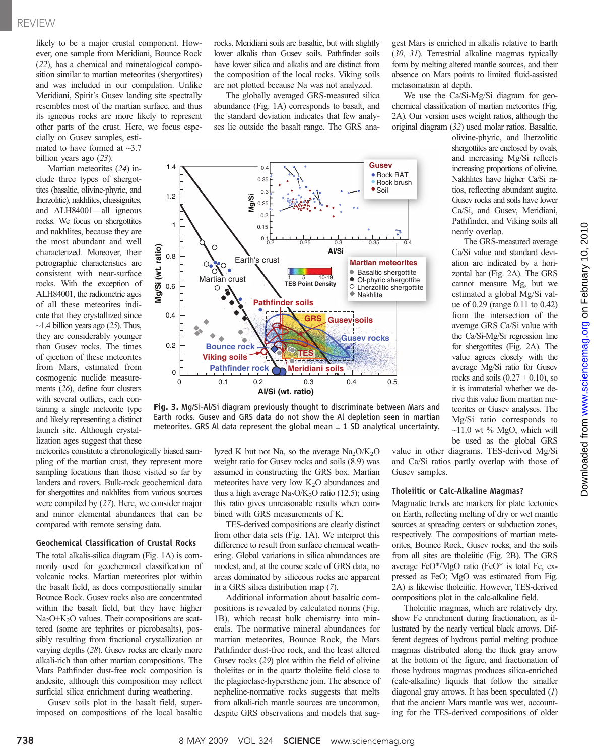likely to be a major crustal component. However, one sample from Meridiani, Bounce Rock (22), has a chemical and mineralogical composition similar to martian meteorites (shergottites) and was included in our compilation. Unlike Meridiani, Spirit's Gusev landing site spectrally resembles most of the martian surface, and thus its igneous rocks are more likely to represent other parts of the crust. Here, we focus especially on Gusev samples, estimated to have formed at ~3.7 billion years ago (23).

Martian meteorites (24) include three types of shergottites (basaltic, olivine-phyric, and lherzolitic), nakhlites, chassignites, and ALH84001—all igneous rocks. We focus on shergottites and nakhlites, because they are the most abundant and well characterized. Moreover, their petrographic characteristics are consistent with near-surface rocks. With the exception of ALH84001, the radiometric ages of all these meteorites indicate that they crystallized since ~1.4 billion years ago (25). Thus, they are considerably younger than Gusev rocks. The times of ejection of these meteorites from Mars, estimated from cosmogenic nuclide measurements (26), define four clusters with several outliers, each containing a single meteorite type and likely representing a distinct launch site. Although crystallization ages suggest that these meteorites constitute a chronologically biased sampling of the martian crust, they represent more sampling locations than those visited so far by landers and rovers. Bulk-rock geochemical data for shergottites and nakhlites from various sources were compiled by (27). Here, we consider major and minor elemental abundances that can be compared with remote sensing data.

## Geochemical Classification of Crustal Rocks

The total alkalis-silica diagram (Fig. 1A) is commonly used for geochemical classification of volcanic rocks. Martian meteorites plot within the basalt field, as does compositionally similar Bounce Rock. Gusev rocks also are concentrated within the basalt field, but they have higher $Na_2O$+$K_2O$ values. Their compositions are scattered (some are tephrites or picrobasalts), possibly resulting from fractional crystallization at varying depths (28). Gusev rocks are clearly more alkali-rich than other martian compositions. The Mars Pathfinder dust-free rock composition is andesite, although this composition may reflect surficial silica enrichment during weathering.

Gusev soils plot in the basalt field, superimposed on compositions of the local basaltic rocks. Meridiani soils are basaltic, but with slightly lower alkalis than Gusev soils. Pathfinder soils have lower silica and alkalis and are distinct from the composition of the local rocks. Viking soils are not plotted because Na was not analyzed.

The globally averaged GRS-measured silica abundance (Fig. 1A) corresponds to basalt, and the standard deviation indicates that few analyses lie outside the basalt range. The GRS analyzed K but not Na, so the average $Na_2O/K_2O$ weight ratio for Gusev rocks and soils (8.9) was assumed in constructing the GRS box. Martian meteorites have very low $K_2O$ abundances and thus a high average $Na_2O/K_2O$ ratio (12.5); using this ratio gives unreasonable results when combined with GRS measurements of K.

TES-derived compositions are clearly distinct from other data sets (Fig. 1A). We interpret this difference to result from surface chemical weathering. Global variations in silica abundances are modest, and, at the course scale of GRS data, no areas dominated by siliceous rocks are apparent in a GRS silica distribution map (7).

Additional information about basaltic compositions is revealed by calculated norms (Fig. 1B), which recast bulk chemistry into minerals. The normative mineral abundances for martian meteorites, Bounce Rock, the Mars Pathfinder dust-free rock, and the least altered Gusev rocks (29) plot within the field of olivine tholeiites or in the quartz tholeiite field close to the plagioclase-hypersthene join. The absence of nepheline-normative rocks suggests that melts from alkali-rich mantle sources are uncommon, despite GRS observations and models that suggest Mars is enriched in alkalis relative to Earth (30, 31). Terrestrial alkaline magmas typically form by melting altered mantle sources, and their absence on Mars points to limited fluid-assisted metasomatism at depth.

We use the Ca/Si-Mg/Si diagram for geochemical classification of martian meteorites (Fig. 2A). Our version uses weight ratios, although the original diagram (32) used molar ratios. Basaltic, olivine-phyric, and lherzolitic shergottites are enclosed by ovals, and increasing Mg/Si reflects increasing proportions of olivine. Nakhlites have higher Ca/Si ratios, reflecting abundant augite. Gusev rocks and soils have lower Ca/Si, and Gusev, Meridiani, Pathfinder, and Viking soils all nearly overlap.

The GRS-measured average Ca/Si value and standard deviation are indicated by a horizontal bar (Fig. 2A). The GRS cannot measure Mg, but we estimated a global Mg/Si value of 0.29 (range 0.11 to 0.42) from the intersection of the average GRS Ca/Si value with the Ca/Si-Mg/Si regression line for shergottites (Fig. 2A). The value agrees closely with the average Mg/Si ratio for Gusev rocks and soils (0.27 ± 0.10), so it is immaterial whether we derive this value from martian meteorites or Gusev analyses. The Mg/Si ratio corresponds to ~11.0 wt % MgO, which will be used as the global GRS value in other diagrams. TES-derived Mg/Si and Ca/Si ratios partly overlap with those of Gusev samples.

**Fig. 3.** Mg/Si-Al/Si diagram previously thought to discriminate between Mars and Earth rocks. Gusev and GRS data do not show the Al depletion seen in martian meteorites. GRS Al data represent the global mean ± 1 SD analytical uncertainty.

## Tholeiitic or Calc-Alkaline Magmas?

Magmatic trends are markers for plate tectonics on Earth, reflecting melting of dry or wet mantle sources at spreading centers or subduction zones, respectively. The compositions of martian meteorites, Bounce Rock, Gusev rocks, and the soils from all sites are tholeiitic (Fig. 2B). The GRS average FeO*/MgO ratio (FeO* is total Fe, expressed as FeO; MgO was estimated from Fig. 2A) is likewise tholeiitic. However, TES-derived compositions plot in the calc-alkaline field.

Tholeiitic magmas, which are relatively dry, show Fe enrichment during fractionation, as illustrated by the nearly vertical black arrows. Different degrees of hydrous partial melting produce magmas distributed along the thick gray arrow at the bottom of the figure, and fractionation of those hydrous magmas produces silica-enriched (calc-alkaline) liquids that follow the smaller diagonal gray arrows. It has been speculated (1) that the ancient Mars mantle was wet, accounting for the TES-derived compositions of older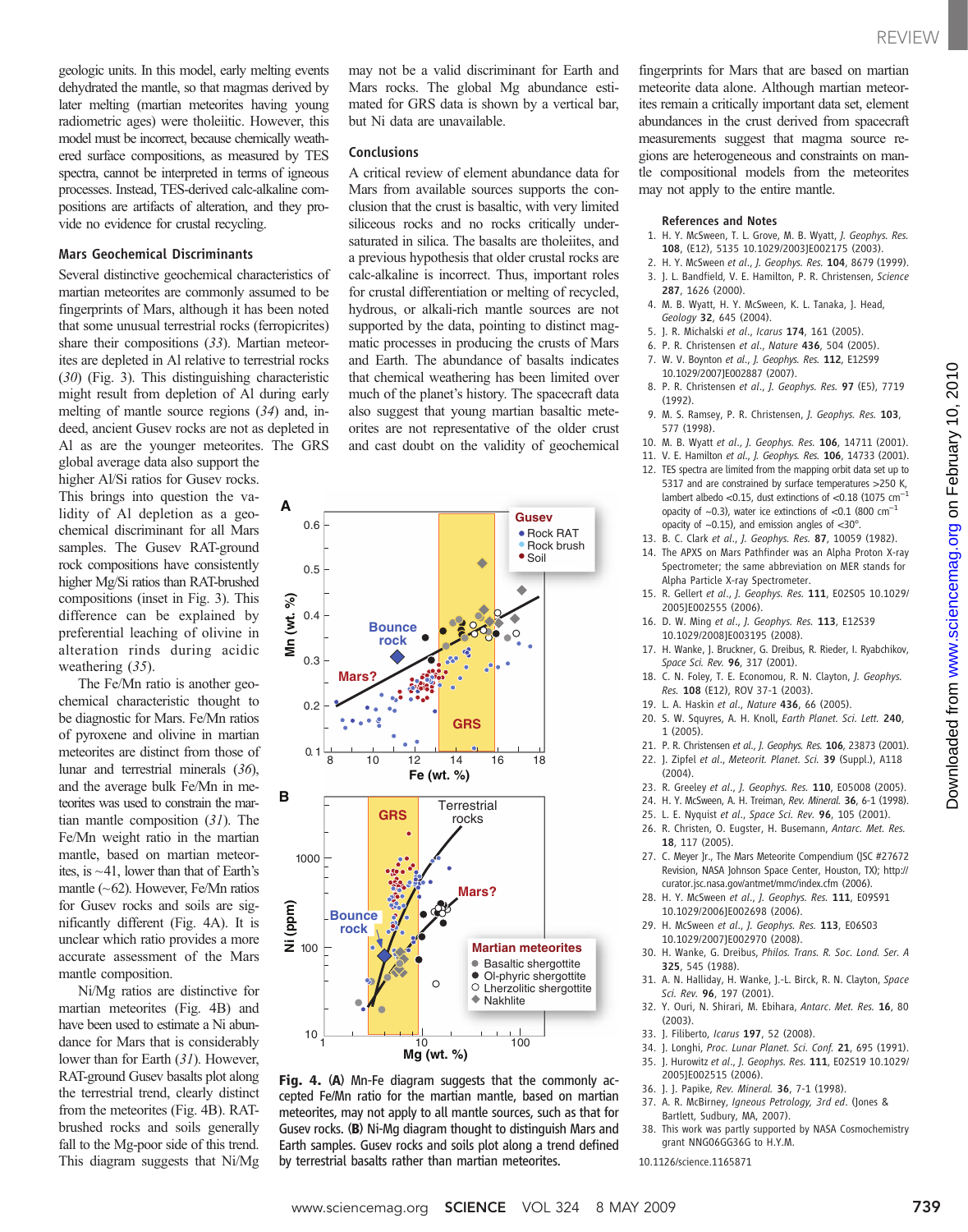geologic units. In this model, early melting events dehydrated the mantle, so that magmas derived by later melting (martian meteorites having young radiometric ages) were tholeiitic. However, this model must be incorrect, because chemically weathered surface compositions, as measured by TES spectra, cannot be interpreted in terms of igneous processes. Instead, TES-derived calc-alkaline compositions are artifacts of alteration, and they provide no evidence for crustal recycling.

### Mars Geochemical Discriminants

Several distinctive geochemical characteristics of martian meteorites are commonly assumed to be fingerprints of Mars, although it has been noted that some unusual terrestrial rocks (ferropicrites) share their compositions (*33*). Martian meteorites are depleted in Al relative to terrestrial rocks (*30*) (Fig. 3). This distinguishing characteristic might result from depletion of Al during early melting of mantle source regions (*34*) and, indeed, ancient Gusev rocks are not as depleted in Al as are the younger meteorites. The GRS global average data also support the higher Al/Si ratios for Gusev rocks. This brings into question the validity of Al depletion as a geochemical discriminant for all Mars samples. The Gusev RAT-ground rock compositions have consistently higher Mg/Si ratios than RAT-brushed compositions (inset in Fig. 3). This difference can be explained by preferential leaching of olivine in alteration rinds during acidic weathering (*35*).

The Fe/Mn ratio is another geochemical characteristic thought to be diagnostic for Mars. Fe/Mn ratios of pyroxene and olivine in martian meteorites are distinct from those of lunar and terrestrial minerals (*36*), and the average bulk Fe/Mn in meteorites was used to constrain the martian mantle composition (*31*). The Fe/Mn weight ratio in the martian mantle, based on martian meteorites, is ~41, lower than that of Earth's mantle (~62). However, Fe/Mn ratios for Gusev rocks and soils are significantly different (Fig. 4A). It is unclear which ratio provides a more accurate assessment of the Mars mantle composition.

Ni/Mg ratios are distinctive for martian meteorites (Fig. 4B) and have been used to estimate a Ni abundance for Mars that is considerably lower than for Earth (*31*). However, RAT-ground Gusev basalts plot along the terrestrial trend, clearly distinct from the meteorites (Fig. 4B). RAT-brushed rocks and soils generally fall to the Mg-poor side of this trend. This diagram suggests that Ni/Mg may not be a valid discriminant for Earth and Mars rocks. The global Mg abundance estimated for GRS data is shown by a vertical bar, but Ni data are unavailable.

### Conclusions

A critical review of element abundance data for Mars from available sources supports the conclusion that the crust is basaltic, with very limited siliceous rocks and no rocks critically undersaturated in silica. The basalts are tholeiites, and a previous hypothesis that older crustal rocks are calc-alkaline is incorrect. Thus, important roles for crustal differentiation or melting of recycled, hydrous, or alkali-rich mantle sources are not supported by the data, pointing to distinct magmatic processes in producing the crusts of Mars and Earth. The abundance of basalts indicates that chemical weathering has been limited over much of the planet's history. The spacecraft data also suggest that young martian basaltic meteorites are not representative of the older crust and cast doubt on the validity of geochemical fingerprints for Mars that are based on martian meteorite data alone. Although martian meteorites remain a critically important data set, element abundances in the crust derived from spacecraft measurements suggest that magma source regions are heterogeneous and constraints on mantle compositional models from the meteorites may not apply to the entire mantle.

A
Gusev
Rock RAT
Rock brush
Soil
Bounce rock
Mars?
GRS
Mn (wt. %)
Fe (wt. %)

B
GRS
Terrestrial rocks
Mars?
Bounce rock
Martian meteorites
Basaltic shergottite
Ol-phyric shergottite
Lherzolitic shergottite
Nakhlite
Ni (ppm)
Mg (wt. %)

**Fig. 4.** (**A**) Mn-Fe diagram suggests that the commonly accepted Fe/Mn ratio for the martian mantle, based on martian meteorites, may not apply to all mantle sources, such as that for Gusev rocks. (**B**) Ni-Mg diagram thought to distinguish Mars and Earth samples. Gusev rocks and soils plot along a trend defined by terrestrial basalts rather than martian meteorites.

### References and Notes

1. H. Y. McSween, T. L. Grove, M. B. Wyatt, *J. Geophys. Res.* **108**, (E12), 5135 10.1029/2003JE002175 (2003).
2. H. Y. McSween *et al.*, *J. Geophys. Res.* **104**, 8679 (1999).
3. J. L. Bandfield, V. E. Hamilton, P. R. Christensen, *Science* **287**, 1626 (2000).
4. M. B. Wyatt, H. Y. McSween, K. L. Tanaka, J. Head, *Geology* **32**, 645 (2004).
5. J. R. Michalski *et al.*, *Icarus* **174**, 161 (2005).
6. P. R. Christensen *et al.*, *Nature* **436**, 504 (2005).
7. W. V. Boynton *et al.*, *J. Geophys. Res.* **112**, E12S99 10.1029/2007JE002887 (2007).
8. P. R. Christensen *et al.*, *J. Geophys. Res.* **97** (E5), 7719 (1992).
9. M. S. Ramsey, P. R. Christensen, *J. Geophys. Res.* **103**, 577 (1998).
10. M. B. Wyatt *et al.*, *J. Geophys. Res.* **106**, 14711 (2001).
11. V. E. Hamilton *et al.*, *J. Geophys. Res.* **106**, 14733 (2001).
12. TES spectra are limited from the mapping orbit data set up to 5317 and are constrained by surface temperatures >250 K, lambert albedo <0.15, dust extinctions of <0.18 (1075 cm$^{-1}$ opacity of ~0.3), water ice extinctions of <0.1 (800 cm$^{-1}$ opacity of ~0.15), and emission angles of <30°.
13. B. C. Clark *et al.*, *J. Geophys. Res.* **87**, 10059 (1982).
14. The APXS on Mars Pathfinder was an Alpha Proton X-ray Spectrometer; the same abbreviation on MER stands for Alpha Particle X-ray Spectrometer.
15. R. Gellert *et al.*, *J. Geophys. Res.* **111**, E02S05 10.1029/2005JE002555 (2006).
16. D. W. Ming *et al.*, *J. Geophys. Res.* **113**, E12S39 10.1029/2008JE003195 (2008).
17. H. Wanke, J. Bruckner, G. Dreibus, R. Rieder, I. Ryabchikov, *Space Sci. Rev.* **96**, 317 (2001).
18. C. N. Foley, T. E. Economou, R. N. Clayton, *J. Geophys. Res.* **108** (E12), ROV 37-1 (2003).
19. L. A. Haskin *et al.*, *Nature* **436**, 66 (2005).
20. S. W. Squyres, A. H. Knoll, *Earth Planet. Sci. Lett.* **240**, 1 (2005).
21. P. R. Christensen *et al.*, *J. Geophys. Res.* **106**, 23873 (2001).
22. J. Zipfel *et al.*, *Meteorit. Planet. Sci.* **39** (Suppl.), A118 (2004).
23. R. Greeley *et al.*, *J. Geophys. Res.* **110**, E05008 (2005).
24. H. Y. McSween, A. H. Treiman, *Rev. Mineral.* **36**, 6-1 (1998).
25. L. E. Nyquist *et al.*, *Space Sci. Rev.* **96**, 105 (2001).
26. R. Christen, O. Eugster, H. Busemann, *Antarc. Met. Res.* **18**, 117 (2005).
27. C. Meyer Jr., The Mars Meteorite Compendium (JSC #27672 Revision, NASA Johnson Space Center, Houston, TX); http://curator.jsc.nasa.gov/antmet/mmc/index.cfm (2006).
28. H. Y. McSween *et al.*, *J. Geophys. Res.* **111**, E09S91 10.1029/2006JE002698 (2006).
29. H. McSween *et al.*, *J. Geophys. Res.* **113**, E06S03 10.1029/2007JE002970 (2008).
30. H. Wanke, G. Dreibus, *Philos. Trans. R. Soc. Lond. Ser. A* **325**, 545 (1988).
31. A. N. Halliday, H. Wanke, J.-L. Birck, R. N. Clayton, *Space Sci. Rev.* **96**, 197 (2001).
32. Y. Ouri, N. Shirari, M. Ebihara, *Antarc. Met. Res.* **16**, 80 (2003).
33. J. Filiberto, *Icarus* **197**, 52 (2008).
34. J. Longhi, *Proc. Lunar Planet. Sci. Conf.* **21**, 695 (1991).
35. J. Hurowitz *et al.*, *J. Geophys. Res.* **111**, E02S19 10.1029/2005JE002515 (2006).
36. J. J. Papike, *Rev. Mineral.* **36**, 7-1 (1998).
37. A. R. McBirney, *Igneous Petrology, 3rd ed.* (Jones & Bartlett, Sudbury, MA, 2007).
38. This work was partly supported by NASA Cosmochemistry grant NNG06GG36G to H.Y.M.

10.1126/science.1165871